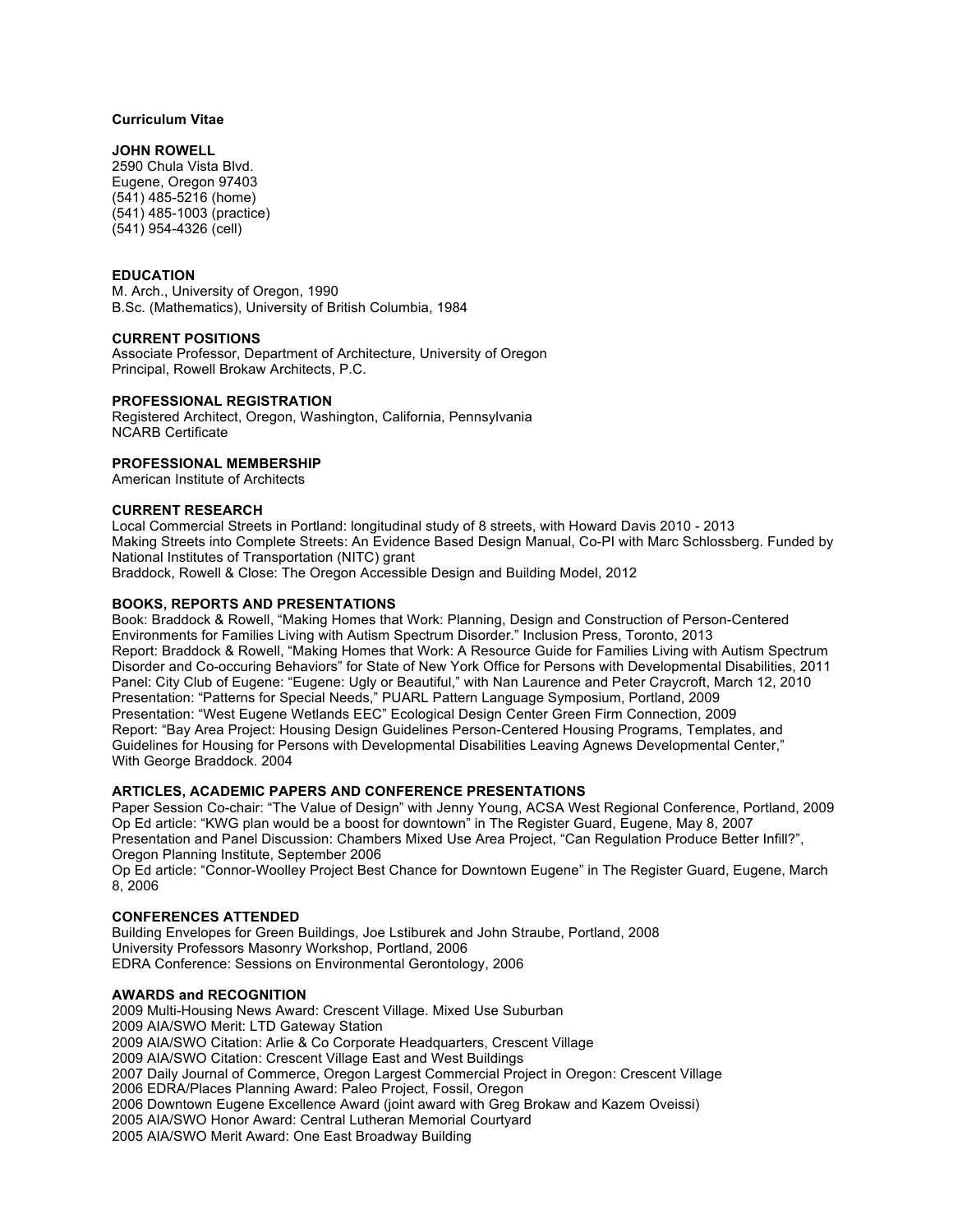**Curriculum Vitae**

**JOHN ROWELL**
2590 Chula Vista Blvd.
Eugene, Oregon 97403
(541) 485-5216 (home)
(541) 485-1003 (practice)
(541) 954-4326 (cell)

## EDUCATION

M. Arch., University of Oregon, 1990
B.Sc. (Mathematics), University of British Columbia, 1984

## CURRENT POSITIONS

Associate Professor, Department of Architecture, University of Oregon
Principal, Rowell Brokaw Architects, P.C.

## PROFESSIONAL REGISTRATION

Registered Architect, Oregon, Washington, California, Pennsylvania
NCARB Certificate

## PROFESSIONAL MEMBERSHIP

American Institute of Architects

## CURRENT RESEARCH

Local Commercial Streets in Portland: longitudinal study of 8 streets, with Howard Davis 2010 - 2013
Making Streets into Complete Streets: An Evidence Based Design Manual, Co-PI with Marc Schlossberg. Funded by National Institutes of Transportation (NITC) grant
Braddock, Rowell & Close: The Oregon Accessible Design and Building Model, 2012

## BOOKS, REPORTS AND PRESENTATIONS

Book: Braddock & Rowell, "Making Homes that Work: Planning, Design and Construction of Person-Centered Environments for Families Living with Autism Spectrum Disorder." Inclusion Press, Toronto, 2013
Report: Braddock & Rowell, "Making Homes that Work: A Resource Guide for Families Living with Autism Spectrum Disorder and Co-occuring Behaviors" for State of New York Office for Persons with Developmental Disabilities, 2011
Panel: City Club of Eugene: "Eugene: Ugly or Beautiful," with Nan Laurence and Peter Craycroft, March 12, 2010
Presentation: "Patterns for Special Needs," PUARL Pattern Language Symposium, Portland, 2009
Presentation: "West Eugene Wetlands EEC" Ecological Design Center Green Firm Connection, 2009
Report: "Bay Area Project: Housing Design Guidelines Person-Centered Housing Programs, Templates, and Guidelines for Housing for Persons with Developmental Disabilities Leaving Agnews Developmental Center," With George Braddock. 2004

## ARTICLES, ACADEMIC PAPERS AND CONFERENCE PRESENTATIONS

Paper Session Co-chair: "The Value of Design" with Jenny Young, ACSA West Regional Conference, Portland, 2009
Op Ed article: "KWG plan would be a boost for downtown" in The Register Guard, Eugene, May 8, 2007
Presentation and Panel Discussion: Chambers Mixed Use Area Project, "Can Regulation Produce Better Infill?", Oregon Planning Institute, September 2006
Op Ed article: "Connor-Woolley Project Best Chance for Downtown Eugene" in The Register Guard, Eugene, March 8, 2006

## CONFERENCES ATTENDED

Building Envelopes for Green Buildings, Joe Lstiburek and John Straube, Portland, 2008
University Professors Masonry Workshop, Portland, 2006
EDRA Conference: Sessions on Environmental Gerontology, 2006

## AWARDS and RECOGNITION

2009 Multi-Housing News Award: Crescent Village. Mixed Use Suburban
2009 AIA/SWO Merit: LTD Gateway Station
2009 AIA/SWO Citation: Arlie & Co Corporate Headquarters, Crescent Village
2009 AIA/SWO Citation: Crescent Village East and West Buildings
2007 Daily Journal of Commerce, Oregon Largest Commercial Project in Oregon: Crescent Village
2006 EDRA/Places Planning Award: Paleo Project, Fossil, Oregon
2006 Downtown Eugene Excellence Award (joint award with Greg Brokaw and Kazem Oveissi)
2005 AIA/SWO Honor Award: Central Lutheran Memorial Courtyard
2005 AIA/SWO Merit Award: One East Broadway Building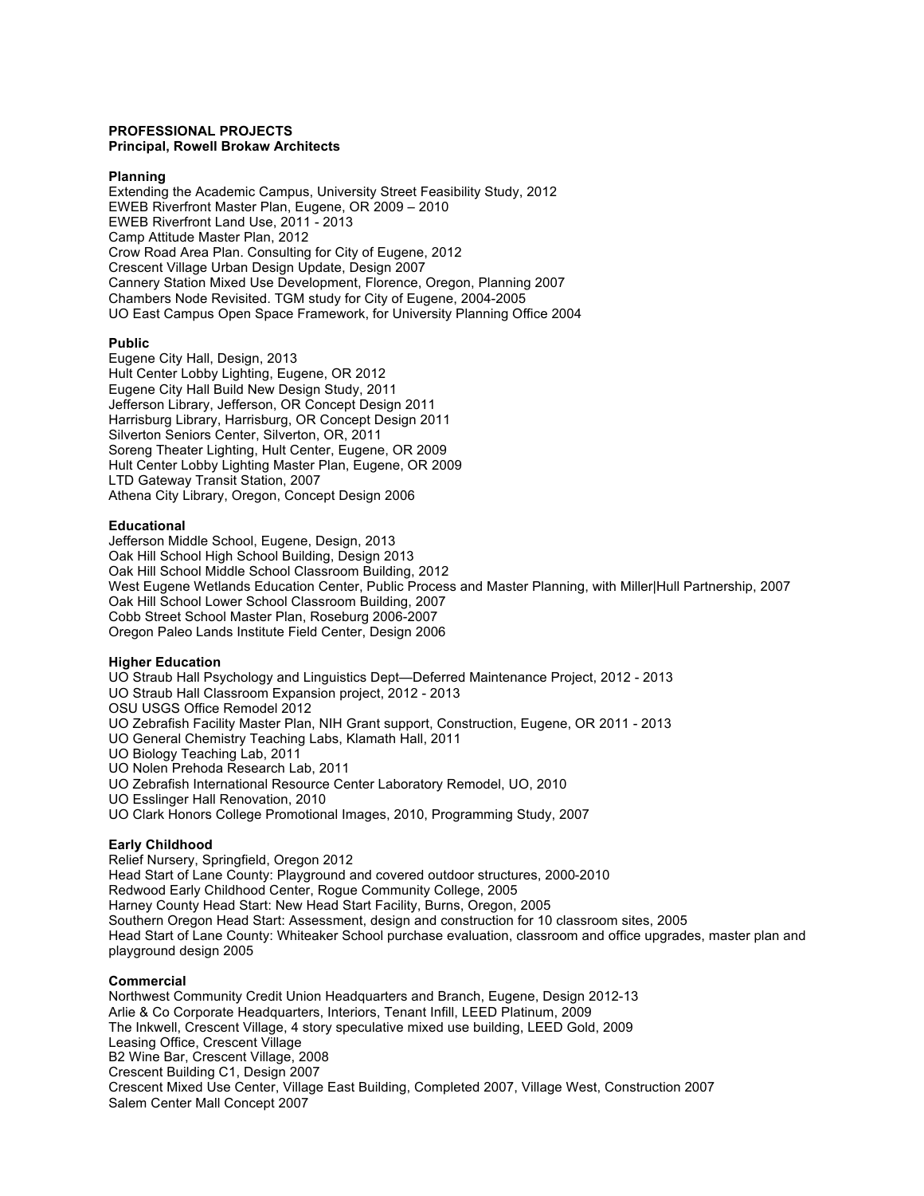**PROFESSIONAL PROJECTS**
**Principal, Rowell Brokaw Architects**

**Planning**
Extending the Academic Campus, University Street Feasibility Study, 2012
EWEB Riverfront Master Plan, Eugene, OR 2009 – 2010
EWEB Riverfront Land Use, 2011 - 2013
Camp Attitude Master Plan, 2012
Crow Road Area Plan. Consulting for City of Eugene, 2012
Crescent Village Urban Design Update, Design 2007
Cannery Station Mixed Use Development, Florence, Oregon, Planning 2007
Chambers Node Revisited. TGM study for City of Eugene, 2004-2005
UO East Campus Open Space Framework, for University Planning Office 2004

**Public**
Eugene City Hall, Design, 2013
Hult Center Lobby Lighting, Eugene, OR 2012
Eugene City Hall Build New Design Study, 2011
Jefferson Library, Jefferson, OR Concept Design 2011
Harrisburg Library, Harrisburg, OR Concept Design 2011
Silverton Seniors Center, Silverton, OR, 2011
Soreng Theater Lighting, Hult Center, Eugene, OR 2009
Hult Center Lobby Lighting Master Plan, Eugene, OR 2009
LTD Gateway Transit Station, 2007
Athena City Library, Oregon, Concept Design 2006

**Educational**
Jefferson Middle School, Eugene, Design, 2013
Oak Hill School High School Building, Design 2013
Oak Hill School Middle School Classroom Building, 2012
West Eugene Wetlands Education Center, Public Process and Master Planning, with Miller|Hull Partnership, 2007
Oak Hill School Lower School Classroom Building, 2007
Cobb Street School Master Plan, Roseburg 2006-2007
Oregon Paleo Lands Institute Field Center, Design 2006

**Higher Education**
UO Straub Hall Psychology and Linguistics Dept—Deferred Maintenance Project, 2012 - 2013
UO Straub Hall Classroom Expansion project, 2012 - 2013
OSU USGS Office Remodel 2012
UO Zebrafish Facility Master Plan, NIH Grant support, Construction, Eugene, OR 2011 - 2013
UO General Chemistry Teaching Labs, Klamath Hall, 2011
UO Biology Teaching Lab, 2011
UO Nolen Prehoda Research Lab, 2011
UO Zebrafish International Resource Center Laboratory Remodel, UO, 2010
UO Esslinger Hall Renovation, 2010
UO Clark Honors College Promotional Images, 2010, Programming Study, 2007

**Early Childhood**
Relief Nursery, Springfield, Oregon 2012
Head Start of Lane County: Playground and covered outdoor structures, 2000-2010
Redwood Early Childhood Center, Rogue Community College, 2005
Harney County Head Start: New Head Start Facility, Burns, Oregon, 2005
Southern Oregon Head Start: Assessment, design and construction for 10 classroom sites, 2005
Head Start of Lane County: Whiteaker School purchase evaluation, classroom and office upgrades, master plan and playground design 2005

**Commercial**
Northwest Community Credit Union Headquarters and Branch, Eugene, Design 2012-13
Arlie & Co Corporate Headquarters, Interiors, Tenant Infill, LEED Platinum, 2009
The Inkwell, Crescent Village, 4 story speculative mixed use building, LEED Gold, 2009
Leasing Office, Crescent Village
B2 Wine Bar, Crescent Village, 2008
Crescent Building C1, Design 2007
Crescent Mixed Use Center, Village East Building, Completed 2007, Village West, Construction 2007
Salem Center Mall Concept 2007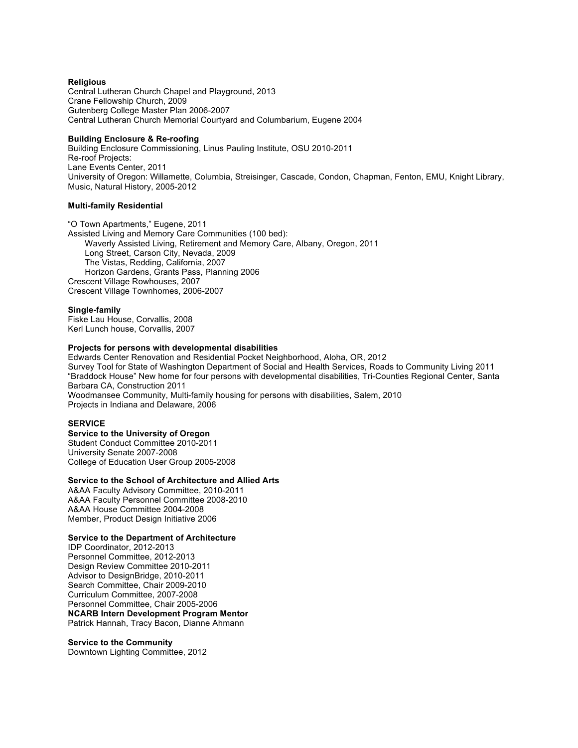**Religious**
Central Lutheran Church Chapel and Playground, 2013
Crane Fellowship Church, 2009
Gutenberg College Master Plan 2006-2007
Central Lutheran Church Memorial Courtyard and Columbarium, Eugene 2004

**Building Enclosure & Re-roofing**
Building Enclosure Commissioning, Linus Pauling Institute, OSU 2010-2011
Re-roof Projects:
Lane Events Center, 2011
University of Oregon: Willamette, Columbia, Streisinger, Cascade, Condon, Chapman, Fenton, EMU, Knight Library, Music, Natural History, 2005-2012

**Multi-family Residential**

"O Town Apartments," Eugene, 2011
Assisted Living and Memory Care Communities (100 bed):
- Waverly Assisted Living, Retirement and Memory Care, Albany, Oregon, 2011
- Long Street, Carson City, Nevada, 2009
- The Vistas, Redding, California, 2007
- Horizon Gardens, Grants Pass, Planning 2006

Crescent Village Rowhouses, 2007
Crescent Village Townhomes, 2006-2007

**Single-family**
Fiske Lau House, Corvallis, 2008
Kerl Lunch house, Corvallis, 2007

**Projects for persons with developmental disabilities**
Edwards Center Renovation and Residential Pocket Neighborhood, Aloha, OR, 2012
Survey Tool for State of Washington Department of Social and Health Services, Roads to Community Living 2011
"Braddock House" New home for four persons with developmental disabilities, Tri-Counties Regional Center, Santa Barbara CA, Construction 2011
Woodmansee Community, Multi-family housing for persons with disabilities, Salem, 2010
Projects in Indiana and Delaware, 2006

## SERVICE

**Service to the University of Oregon**
Student Conduct Committee 2010-2011
University Senate 2007-2008
College of Education User Group 2005-2008

**Service to the School of Architecture and Allied Arts**
A&AA Faculty Advisory Committee, 2010-2011
A&AA Faculty Personnel Committee 2008-2010
A&AA House Committee 2004-2008
Member, Product Design Initiative 2006

**Service to the Department of Architecture**
IDP Coordinator, 2012-2013
Personnel Committee, 2012-2013
Design Review Committee 2010-2011
Advisor to DesignBridge, 2010-2011
Search Committee, Chair 2009-2010
Curriculum Committee, 2007-2008
Personnel Committee, Chair 2005-2006
**NCARB Intern Development Program Mentor**
Patrick Hannah, Tracy Bacon, Dianne Ahmann

**Service to the Community**
Downtown Lighting Committee, 2012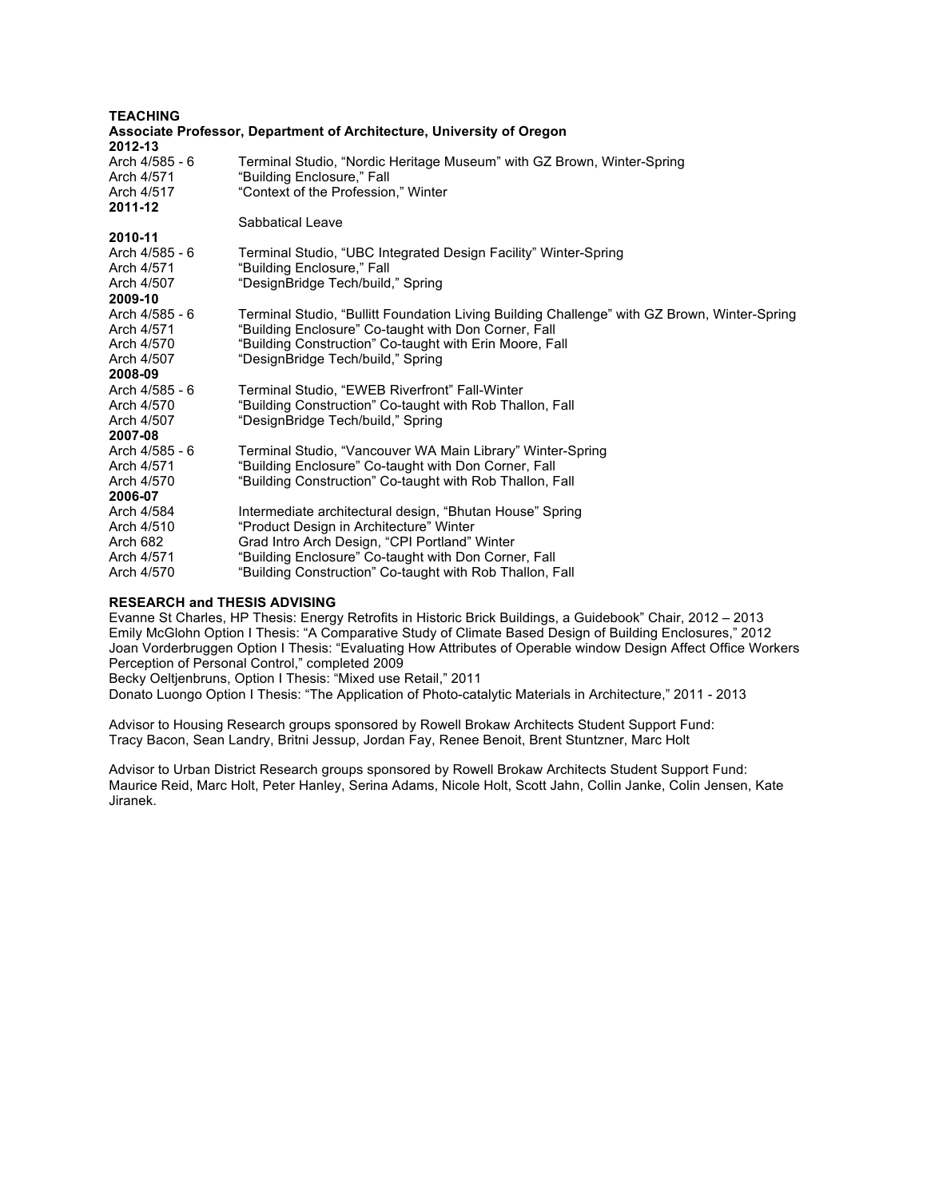**TEACHING**

**Associate Professor, Department of Architecture, University of Oregon**

**2012-13**

| | |
|---|---|
| Arch 4/585 - 6 | Terminal Studio, "Nordic Heritage Museum" with GZ Brown, Winter-Spring |
| Arch 4/571 | "Building Enclosure," Fall |
| Arch 4/517 | "Context of the Profession," Winter |

**2011-12**

Sabbatical Leave

**2010-11**

| | |
|---|---|
| Arch 4/585 - 6 | Terminal Studio, "UBC Integrated Design Facility" Winter-Spring |
| Arch 4/571 | "Building Enclosure," Fall |
| Arch 4/507 | "DesignBridge Tech/build," Spring |

**2009-10**

| | |
|---|---|
| Arch 4/585 - 6 | Terminal Studio, "Bullitt Foundation Living Building Challenge" with GZ Brown, Winter-Spring |
| Arch 4/571 | "Building Enclosure" Co-taught with Don Corner, Fall |
| Arch 4/570 | "Building Construction" Co-taught with Erin Moore, Fall |
| Arch 4/507 | "DesignBridge Tech/build," Spring |

**2008-09**

| | |
|---|---|
| Arch 4/585 - 6 | Terminal Studio, "EWEB Riverfront" Fall-Winter |
| Arch 4/570 | "Building Construction" Co-taught with Rob Thallon, Fall |
| Arch 4/507 | "DesignBridge Tech/build," Spring |

**2007-08**

| | |
|---|---|
| Arch 4/585 - 6 | Terminal Studio, "Vancouver WA Main Library" Winter-Spring |
| Arch 4/571 | "Building Enclosure" Co-taught with Don Corner, Fall |
| Arch 4/570 | "Building Construction" Co-taught with Rob Thallon, Fall |

**2006-07**

| | |
|---|---|
| Arch 4/584 | Intermediate architectural design, "Bhutan House" Spring |
| Arch 4/510 | "Product Design in Architecture" Winter |
| Arch 682 | Grad Intro Arch Design, "CPI Portland" Winter |
| Arch 4/571 | "Building Enclosure" Co-taught with Don Corner, Fall |
| Arch 4/570 | "Building Construction" Co-taught with Rob Thallon, Fall |

**RESEARCH and THESIS ADVISING**

Evanne St Charles, HP Thesis: Energy Retrofits in Historic Brick Buildings, a Guidebook" Chair, 2012 – 2013
Emily McGlohn Option I Thesis: "A Comparative Study of Climate Based Design of Building Enclosures," 2012
Joan Vorderbruggen Option I Thesis: "Evaluating How Attributes of Operable window Design Affect Office Workers Perception of Personal Control," completed 2009
Becky Oeltjenbruns, Option I Thesis: "Mixed use Retail," 2011
Donato Luongo Option I Thesis: "The Application of Photo-catalytic Materials in Architecture," 2011 - 2013

Advisor to Housing Research groups sponsored by Rowell Brokaw Architects Student Support Fund:
Tracy Bacon, Sean Landry, Britni Jessup, Jordan Fay, Renee Benoit, Brent Stuntzner, Marc Holt

Advisor to Urban District Research groups sponsored by Rowell Brokaw Architects Student Support Fund:
Maurice Reid, Marc Holt, Peter Hanley, Serina Adams, Nicole Holt, Scott Jahn, Collin Janke, Colin Jensen, Kate Jiranek.